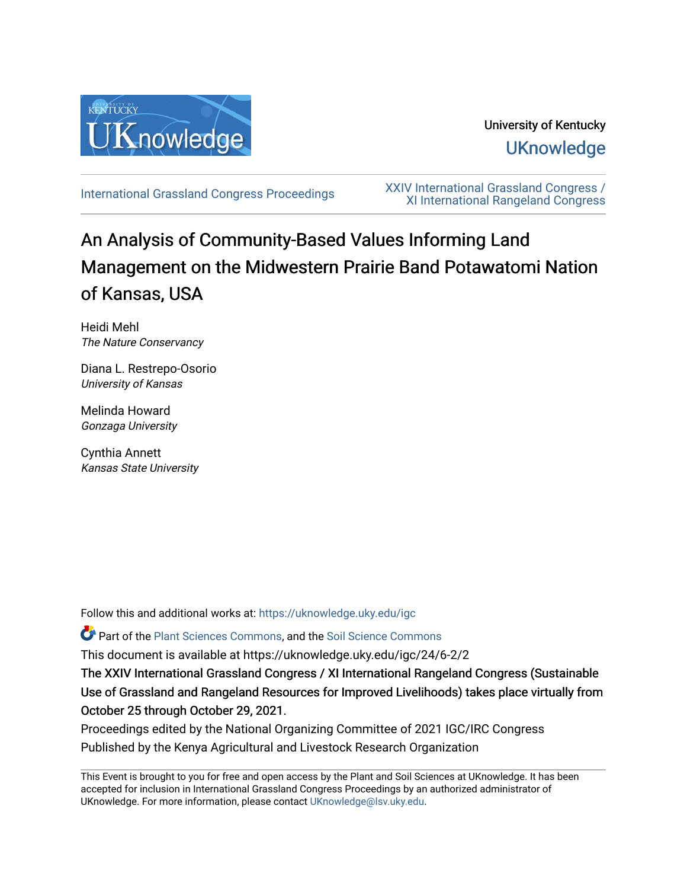University of Kentucky

UKnowledge

International Grassland Congress Proceedings

XXIV International Grassland Congress / XI International Rangeland Congress

# An Analysis of Community-Based Values Informing Land Management on the Midwestern Prairie Band Potawatomi Nation of Kansas, USA

Heidi Mehl
*The Nature Conservancy*

Diana L. Restrepo-Osorio
*University of Kansas*

Melinda Howard
*Gonzaga University*

Cynthia Annett
*Kansas State University*

Follow this and additional works at: https://uknowledge.uky.edu/igc

Part of the Plant Sciences Commons, and the Soil Science Commons

This document is available at https://uknowledge.uky.edu/igc/24/6-2/2

The XXIV International Grassland Congress / XI International Rangeland Congress (Sustainable Use of Grassland and Rangeland Resources for Improved Livelihoods) takes place virtually from October 25 through October 29, 2021.

Proceedings edited by the National Organizing Committee of 2021 IGC/IRC Congress

Published by the Kenya Agricultural and Livestock Research Organization

This Event is brought to you for free and open access by the Plant and Soil Sciences at UKnowledge. It has been accepted for inclusion in International Grassland Congress Proceedings by an authorized administrator of UKnowledge. For more information, please contact UKnowledge@lsv.uky.edu.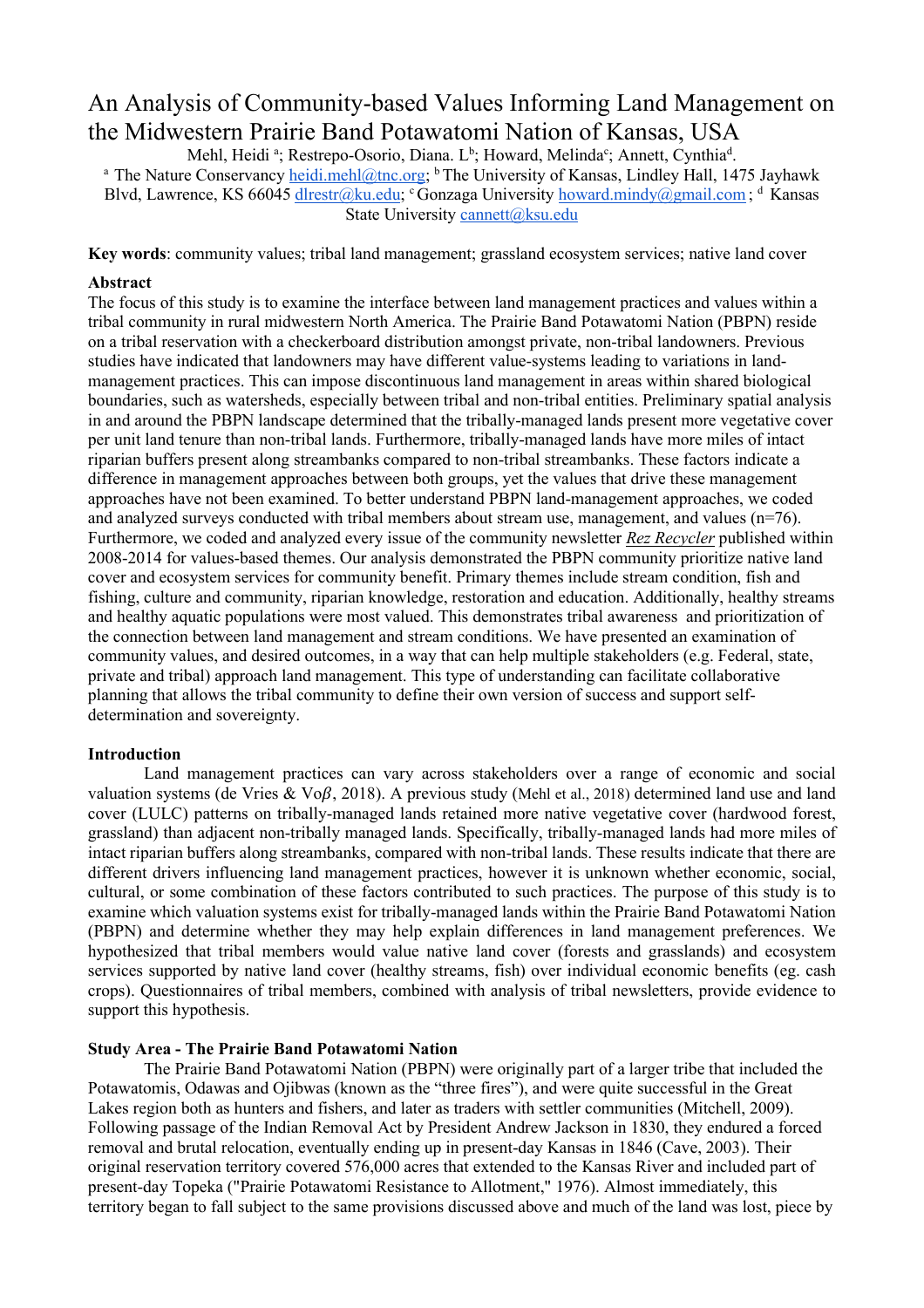# An Analysis of Community-based Values Informing Land Management on the Midwestern Prairie Band Potawatomi Nation of Kansas, USA

Mehl, Heidi [a]; Restrepo-Osorio, Diana. L[b]; Howard, Melinda[c]; Annett, Cynthia[d].

[a] The Nature Conservancy heidi.mehl@tnc.org; [b] The University of Kansas, Lindley Hall, 1475 Jayhawk Blvd, Lawrence, KS 66045 dlrestr@ku.edu; [c] Gonzaga University howard.mindy@gmail.com ; [d] Kansas State University cannett@ksu.edu

**Key words**: community values; tribal land management; grassland ecosystem services; native land cover

## Abstract

The focus of this study is to examine the interface between land management practices and values within a tribal community in rural midwestern North America. The Prairie Band Potawatomi Nation (PBPN) reside on a tribal reservation with a checkerboard distribution amongst private, non-tribal landowners. Previous studies have indicated that landowners may have different value-systems leading to variations in land-management practices. This can impose discontinuous land management in areas within shared biological boundaries, such as watersheds, especially between tribal and non-tribal entities. Preliminary spatial analysis in and around the PBPN landscape determined that the tribally-managed lands present more vegetative cover per unit land tenure than non-tribal lands. Furthermore, tribally-managed lands have more miles of intact riparian buffers present along streambanks compared to non-tribal streambanks. These factors indicate a difference in management approaches between both groups, yet the values that drive these management approaches have not been examined. To better understand PBPN land-management approaches, we coded and analyzed surveys conducted with tribal members about stream use, management, and values (n=76). Furthermore, we coded and analyzed every issue of the community newsletter *Rez Recycler* published within 2008-2014 for values-based themes. Our analysis demonstrated the PBPN community prioritize native land cover and ecosystem services for community benefit. Primary themes include stream condition, fish and fishing, culture and community, riparian knowledge, restoration and education. Additionally, healthy streams and healthy aquatic populations were most valued. This demonstrates tribal awareness and prioritization of the connection between land management and stream conditions. We have presented an examination of community values, and desired outcomes, in a way that can help multiple stakeholders (e.g. Federal, state, private and tribal) approach land management. This type of understanding can facilitate collaborative planning that allows the tribal community to define their own version of success and support self-determination and sovereignty.

## Introduction

Land management practices can vary across stakeholders over a range of economic and social valuation systems (de Vries & Vo$\beta$, 2018). A previous study (Mehl et al., 2018) determined land use and land cover (LULC) patterns on tribally-managed lands retained more native vegetative cover (hardwood forest, grassland) than adjacent non-tribally managed lands. Specifically, tribally-managed lands had more miles of intact riparian buffers along streambanks, compared with non-tribal lands. These results indicate that there are different drivers influencing land management practices, however it is unknown whether economic, social, cultural, or some combination of these factors contributed to such practices. The purpose of this study is to examine which valuation systems exist for tribally-managed lands within the Prairie Band Potawatomi Nation (PBPN) and determine whether they may help explain differences in land management preferences. We hypothesized that tribal members would value native land cover (forests and grasslands) and ecosystem services supported by native land cover (healthy streams, fish) over individual economic benefits (eg. cash crops). Questionnaires of tribal members, combined with analysis of tribal newsletters, provide evidence to support this hypothesis.

## Study Area - The Prairie Band Potawatomi Nation

The Prairie Band Potawatomi Nation (PBPN) were originally part of a larger tribe that included the Potawatomis, Odawas and Ojibwas (known as the "three fires"), and were quite successful in the Great Lakes region both as hunters and fishers, and later as traders with settler communities (Mitchell, 2009). Following passage of the Indian Removal Act by President Andrew Jackson in 1830, they endured a forced removal and brutal relocation, eventually ending up in present-day Kansas in 1846 (Cave, 2003). Their original reservation territory covered 576,000 acres that extended to the Kansas River and included part of present-day Topeka ("Prairie Potawatomi Resistance to Allotment," 1976). Almost immediately, this territory began to fall subject to the same provisions discussed above and much of the land was lost, piece by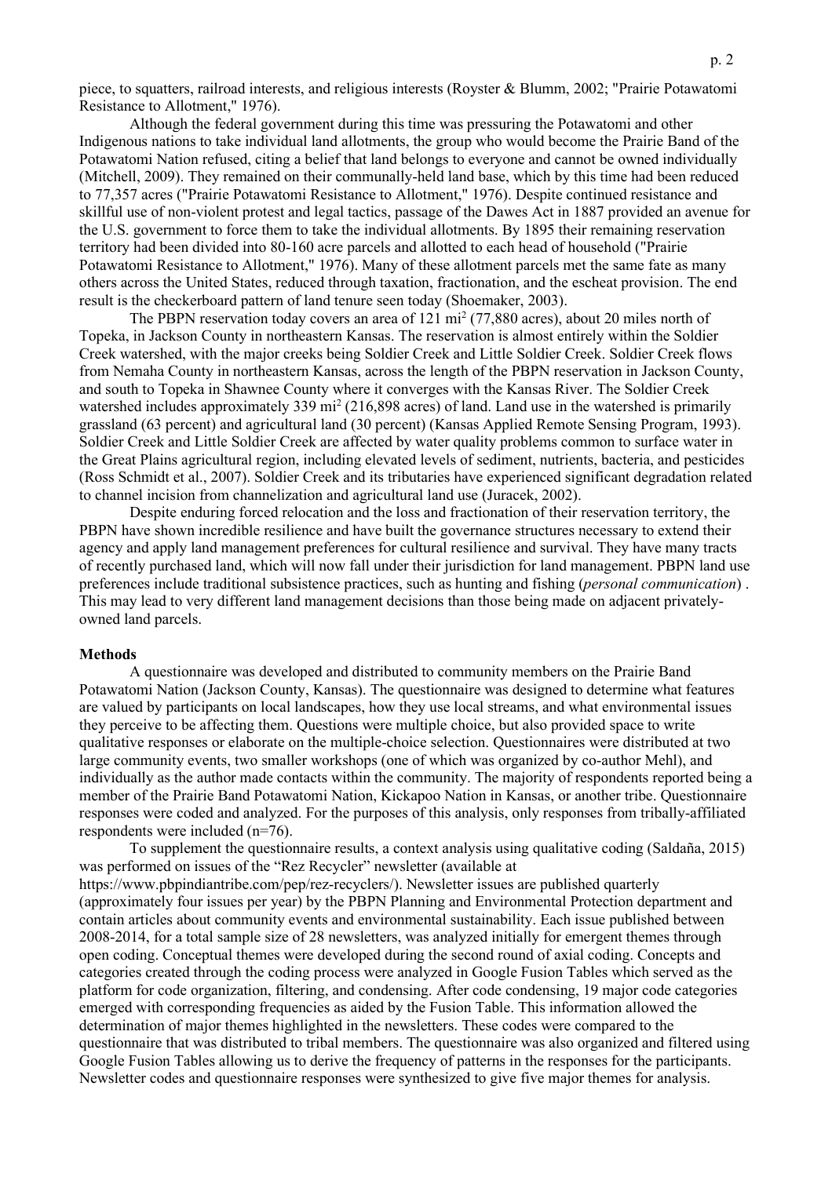piece, to squatters, railroad interests, and religious interests (Royster & Blumm, 2002; "Prairie Potawatomi Resistance to Allotment," 1976).

Although the federal government during this time was pressuring the Potawatomi and other Indigenous nations to take individual land allotments, the group who would become the Prairie Band of the Potawatomi Nation refused, citing a belief that land belongs to everyone and cannot be owned individually (Mitchell, 2009). They remained on their communally-held land base, which by this time had been reduced to 77,357 acres ("Prairie Potawatomi Resistance to Allotment," 1976). Despite continued resistance and skillful use of non-violent protest and legal tactics, passage of the Dawes Act in 1887 provided an avenue for the U.S. government to force them to take the individual allotments. By 1895 their remaining reservation territory had been divided into 80-160 acre parcels and allotted to each head of household ("Prairie Potawatomi Resistance to Allotment," 1976). Many of these allotment parcels met the same fate as many others across the United States, reduced through taxation, fractionation, and the escheat provision. The end result is the checkerboard pattern of land tenure seen today (Shoemaker, 2003).

The PBPN reservation today covers an area of 121 mi$^2$ (77,880 acres), about 20 miles north of Topeka, in Jackson County in northeastern Kansas. The reservation is almost entirely within the Soldier Creek watershed, with the major creeks being Soldier Creek and Little Soldier Creek. Soldier Creek flows from Nemaha County in northeastern Kansas, across the length of the PBPN reservation in Jackson County, and south to Topeka in Shawnee County where it converges with the Kansas River. The Soldier Creek watershed includes approximately 339 mi$^2$ (216,898 acres) of land. Land use in the watershed is primarily grassland (63 percent) and agricultural land (30 percent) (Kansas Applied Remote Sensing Program, 1993). Soldier Creek and Little Soldier Creek are affected by water quality problems common to surface water in the Great Plains agricultural region, including elevated levels of sediment, nutrients, bacteria, and pesticides (Ross Schmidt et al., 2007). Soldier Creek and its tributaries have experienced significant degradation related to channel incision from channelization and agricultural land use (Juracek, 2002).

Despite enduring forced relocation and the loss and fractionation of their reservation territory, the PBPN have shown incredible resilience and have built the governance structures necessary to extend their agency and apply land management preferences for cultural resilience and survival. They have many tracts of recently purchased land, which will now fall under their jurisdiction for land management. PBPN land use preferences include traditional subsistence practices, such as hunting and fishing (*personal communication*) . This may lead to very different land management decisions than those being made on adjacent privately-owned land parcels.

## Methods

A questionnaire was developed and distributed to community members on the Prairie Band Potawatomi Nation (Jackson County, Kansas). The questionnaire was designed to determine what features are valued by participants on local landscapes, how they use local streams, and what environmental issues they perceive to be affecting them. Questions were multiple choice, but also provided space to write qualitative responses or elaborate on the multiple-choice selection. Questionnaires were distributed at two large community events, two smaller workshops (one of which was organized by co-author Mehl), and individually as the author made contacts within the community. The majority of respondents reported being a member of the Prairie Band Potawatomi Nation, Kickapoo Nation in Kansas, or another tribe. Questionnaire responses were coded and analyzed. For the purposes of this analysis, only responses from tribally-affiliated respondents were included (n=76).

To supplement the questionnaire results, a context analysis using qualitative coding (Saldaña, 2015) was performed on issues of the "Rez Recycler" newsletter (available at https://www.pbpindiantribe.com/pep/rez-recyclers/). Newsletter issues are published quarterly (approximately four issues per year) by the PBPN Planning and Environmental Protection department and contain articles about community events and environmental sustainability. Each issue published between 2008-2014, for a total sample size of 28 newsletters, was analyzed initially for emergent themes through open coding. Conceptual themes were developed during the second round of axial coding. Concepts and categories created through the coding process were analyzed in Google Fusion Tables which served as the platform for code organization, filtering, and condensing. After code condensing, 19 major code categories emerged with corresponding frequencies as aided by the Fusion Table. This information allowed the determination of major themes highlighted in the newsletters. These codes were compared to the questionnaire that was distributed to tribal members. The questionnaire was also organized and filtered using Google Fusion Tables allowing us to derive the frequency of patterns in the responses for the participants. Newsletter codes and questionnaire responses were synthesized to give five major themes for analysis.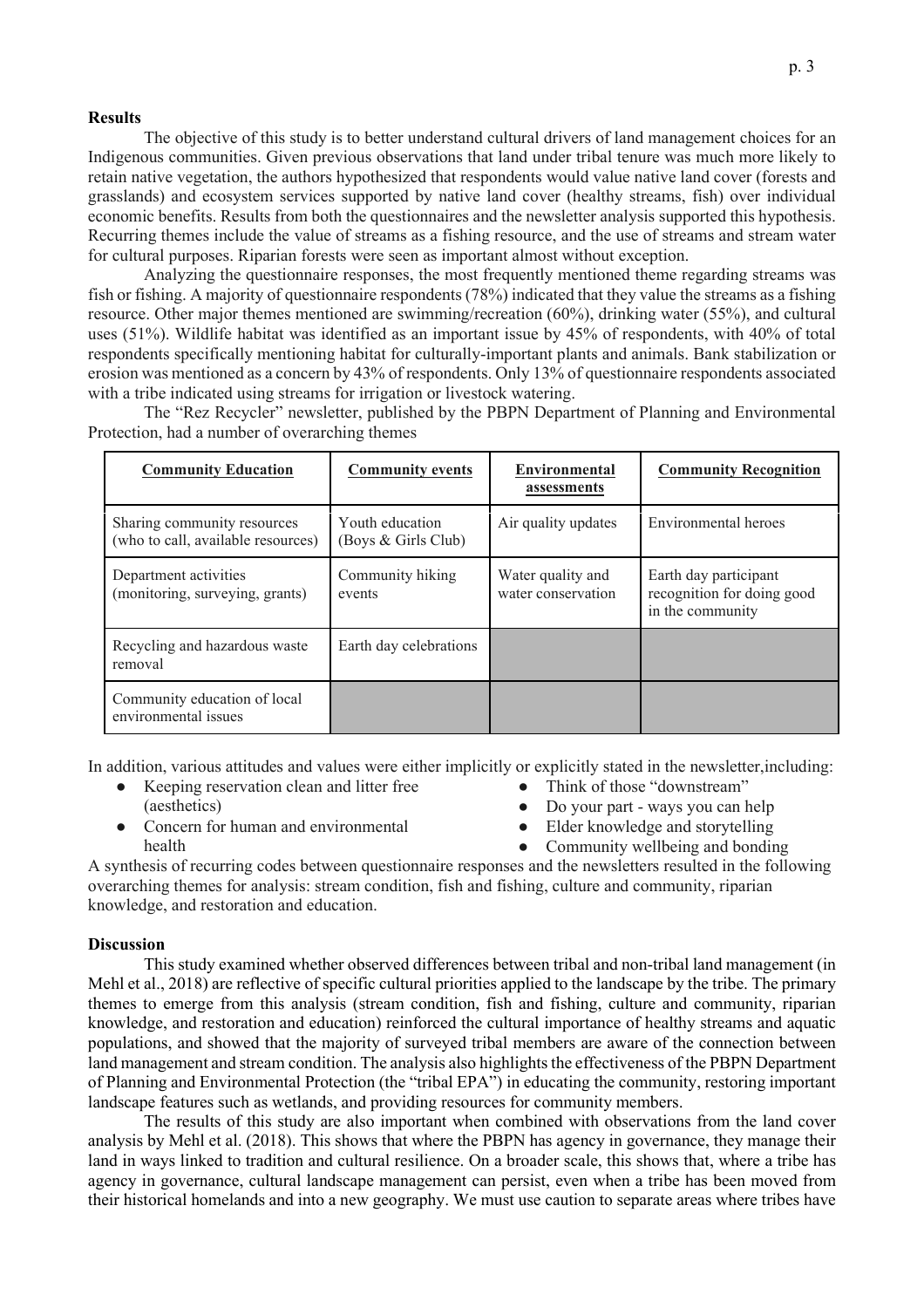**Results**

The objective of this study is to better understand cultural drivers of land management choices for an Indigenous communities. Given previous observations that land under tribal tenure was much more likely to retain native vegetation, the authors hypothesized that respondents would value native land cover (forests and grasslands) and ecosystem services supported by native land cover (healthy streams, fish) over individual economic benefits. Results from both the questionnaires and the newsletter analysis supported this hypothesis. Recurring themes include the value of streams as a fishing resource, and the use of streams and stream water for cultural purposes. Riparian forests were seen as important almost without exception.

Analyzing the questionnaire responses, the most frequently mentioned theme regarding streams was fish or fishing. A majority of questionnaire respondents (78%) indicated that they value the streams as a fishing resource. Other major themes mentioned are swimming/recreation (60%), drinking water (55%), and cultural uses (51%). Wildlife habitat was identified as an important issue by 45% of respondents, with 40% of total respondents specifically mentioning habitat for culturally-important plants and animals. Bank stabilization or erosion was mentioned as a concern by 43% of respondents. Only 13% of questionnaire respondents associated with a tribe indicated using streams for irrigation or livestock watering.

The "Rez Recycler" newsletter, published by the PBPN Department of Planning and Environmental Protection, had a number of overarching themes

| Community Education | Community events | Environmental assessments | Community Recognition |
|---|---|---|---|
| Sharing community resources (who to call, available resources) | Youth education (Boys & Girls Club) | Air quality updates | Environmental heroes |
| Department activities (monitoring, surveying, grants) | Community hiking events | Water quality and water conservation | Earth day participant recognition for doing good in the community |
| Recycling and hazardous waste removal | Earth day celebrations | | |
| Community education of local environmental issues | | | |

In addition, various attitudes and values were either implicitly or explicitly stated in the newsletter,including:

- Keeping reservation clean and litter free (aesthetics)
- Concern for human and environmental health
- Think of those "downstream"
- Do your part - ways you can help
- Elder knowledge and storytelling
- Community wellbeing and bonding

A synthesis of recurring codes between questionnaire responses and the newsletters resulted in the following overarching themes for analysis: stream condition, fish and fishing, culture and community, riparian knowledge, and restoration and education.

**Discussion**

This study examined whether observed differences between tribal and non-tribal land management (in Mehl et al., 2018) are reflective of specific cultural priorities applied to the landscape by the tribe. The primary themes to emerge from this analysis (stream condition, fish and fishing, culture and community, riparian knowledge, and restoration and education) reinforced the cultural importance of healthy streams and aquatic populations, and showed that the majority of surveyed tribal members are aware of the connection between land management and stream condition. The analysis also highlights the effectiveness of the PBPN Department of Planning and Environmental Protection (the "tribal EPA") in educating the community, restoring important landscape features such as wetlands, and providing resources for community members.

The results of this study are also important when combined with observations from the land cover analysis by Mehl et al. (2018). This shows that where the PBPN has agency in governance, they manage their land in ways linked to tradition and cultural resilience. On a broader scale, this shows that, where a tribe has agency in governance, cultural landscape management can persist, even when a tribe has been moved from their historical homelands and into a new geography. We must use caution to separate areas where tribes have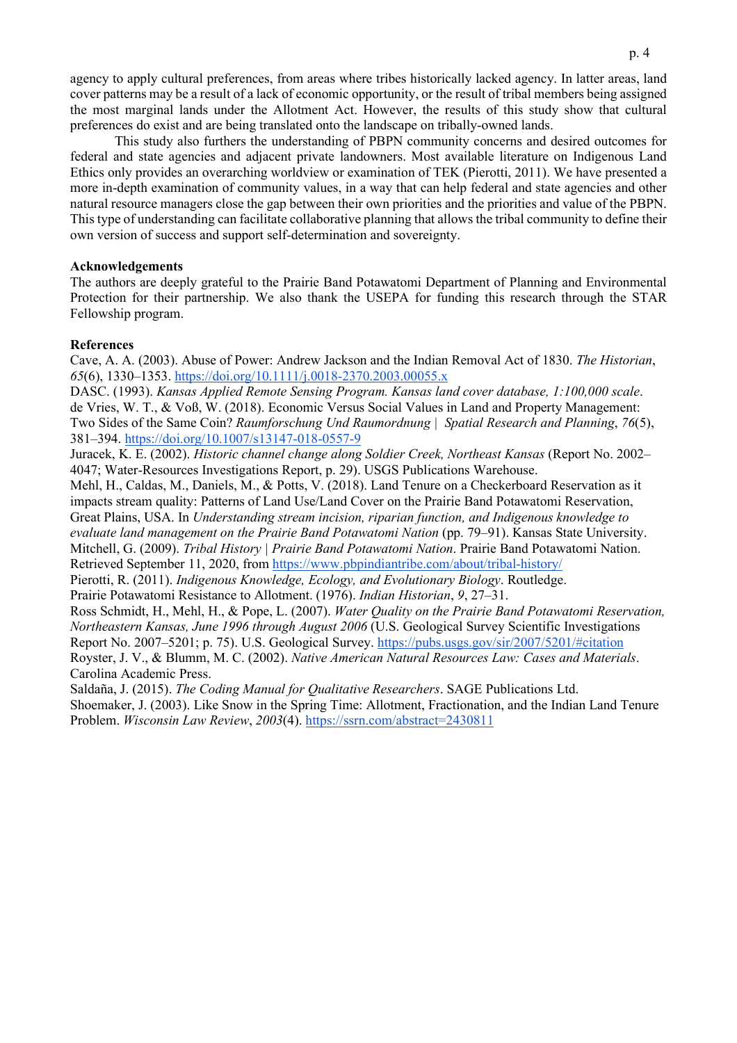agency to apply cultural preferences, from areas where tribes historically lacked agency. In latter areas, land cover patterns may be a result of a lack of economic opportunity, or the result of tribal members being assigned the most marginal lands under the Allotment Act. However, the results of this study show that cultural preferences do exist and are being translated onto the landscape on tribally-owned lands.

This study also furthers the understanding of PBPN community concerns and desired outcomes for federal and state agencies and adjacent private landowners. Most available literature on Indigenous Land Ethics only provides an overarching worldview or examination of TEK (Pierotti, 2011). We have presented a more in-depth examination of community values, in a way that can help federal and state agencies and other natural resource managers close the gap between their own priorities and the priorities and value of the PBPN. This type of understanding can facilitate collaborative planning that allows the tribal community to define their own version of success and support self-determination and sovereignty.

**Acknowledgements**

The authors are deeply grateful to the Prairie Band Potawatomi Department of Planning and Environmental Protection for their partnership. We also thank the USEPA for funding this research through the STAR Fellowship program.

**References**

Cave, A. A. (2003). Abuse of Power: Andrew Jackson and the Indian Removal Act of 1830. *The Historian*, *65*(6), 1330–1353. https://doi.org/10.1111/j.0018-2370.2003.00055.x

DASC. (1993). *Kansas Applied Remote Sensing Program. Kansas land cover database, 1:100,000 scale*.

de Vries, W. T., & Voß, W. (2018). Economic Versus Social Values in Land and Property Management: Two Sides of the Same Coin? *Raumforschung Und Raumordnung | Spatial Research and Planning*, *76*(5), 381–394. https://doi.org/10.1007/s13147-018-0557-9

Juracek, K. E. (2002). *Historic channel change along Soldier Creek, Northeast Kansas* (Report No. 2002–4047; Water-Resources Investigations Report, p. 29). USGS Publications Warehouse.

Mehl, H., Caldas, M., Daniels, M., & Potts, V. (2018). Land Tenure on a Checkerboard Reservation as it impacts stream quality: Patterns of Land Use/Land Cover on the Prairie Band Potawatomi Reservation, Great Plains, USA. In *Understanding stream incision, riparian function, and Indigenous knowledge to evaluate land management on the Prairie Band Potawatomi Nation* (pp. 79–91). Kansas State University.

Mitchell, G. (2009). *Tribal History | Prairie Band Potawatomi Nation*. Prairie Band Potawatomi Nation. Retrieved September 11, 2020, from https://www.pbpindiantribe.com/about/tribal-history/

Pierotti, R. (2011). *Indigenous Knowledge, Ecology, and Evolutionary Biology*. Routledge.

Prairie Potawatomi Resistance to Allotment. (1976). *Indian Historian*, *9*, 27–31.

Ross Schmidt, H., Mehl, H., & Pope, L. (2007). *Water Quality on the Prairie Band Potawatomi Reservation, Northeastern Kansas, June 1996 through August 2006* (U.S. Geological Survey Scientific Investigations Report No. 2007–5201; p. 75). U.S. Geological Survey. https://pubs.usgs.gov/sir/2007/5201/#citation

Royster, J. V., & Blumm, M. C. (2002). *Native American Natural Resources Law: Cases and Materials*. Carolina Academic Press.

Saldaña, J. (2015). *The Coding Manual for Qualitative Researchers*. SAGE Publications Ltd.

Shoemaker, J. (2003). Like Snow in the Spring Time: Allotment, Fractionation, and the Indian Land Tenure Problem. *Wisconsin Law Review*, *2003*(4). https://ssrn.com/abstract=2430811